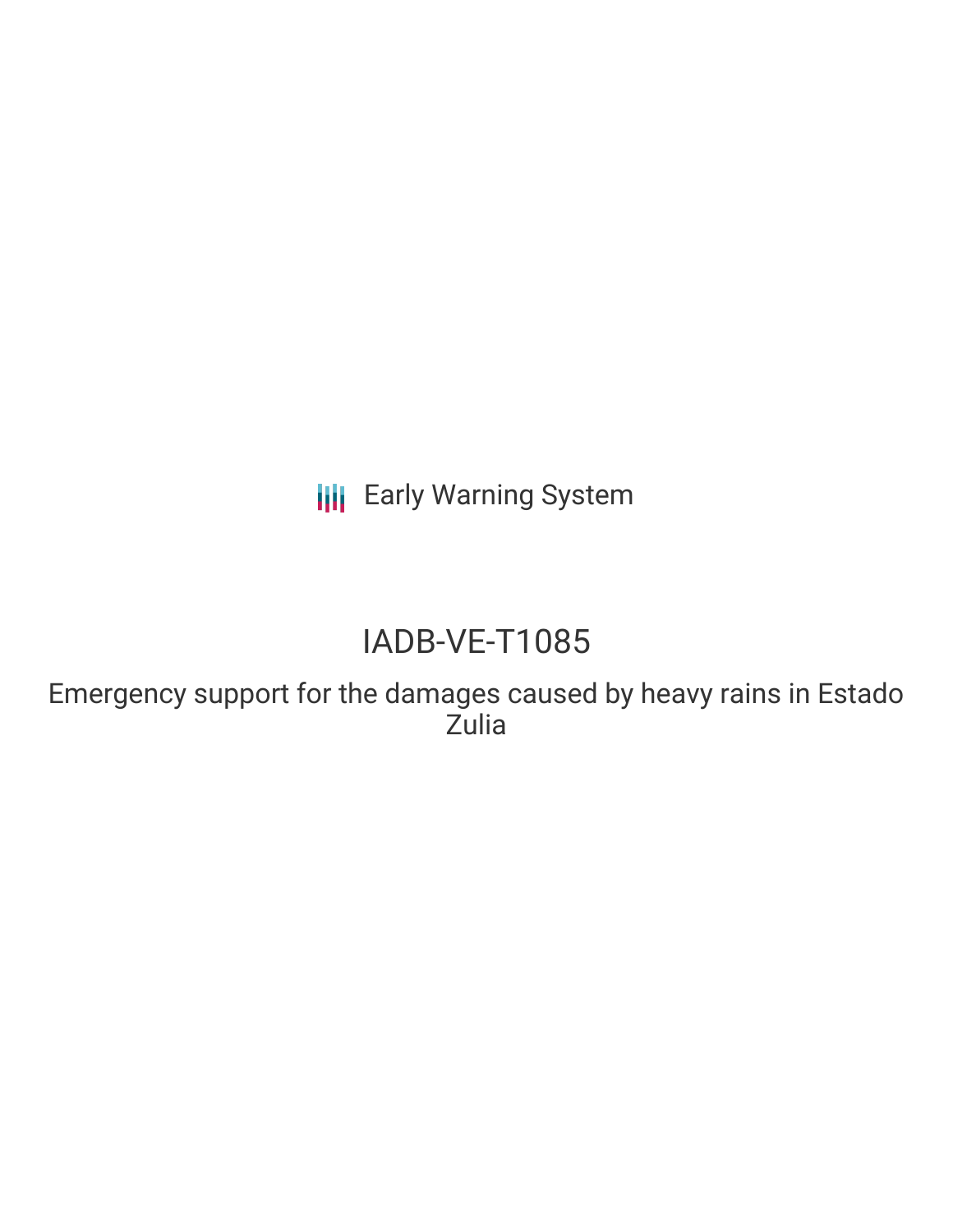Early Warning System

# IADB-VE-T1085

## Emergency support for the damages caused by heavy rains in Estado Zulia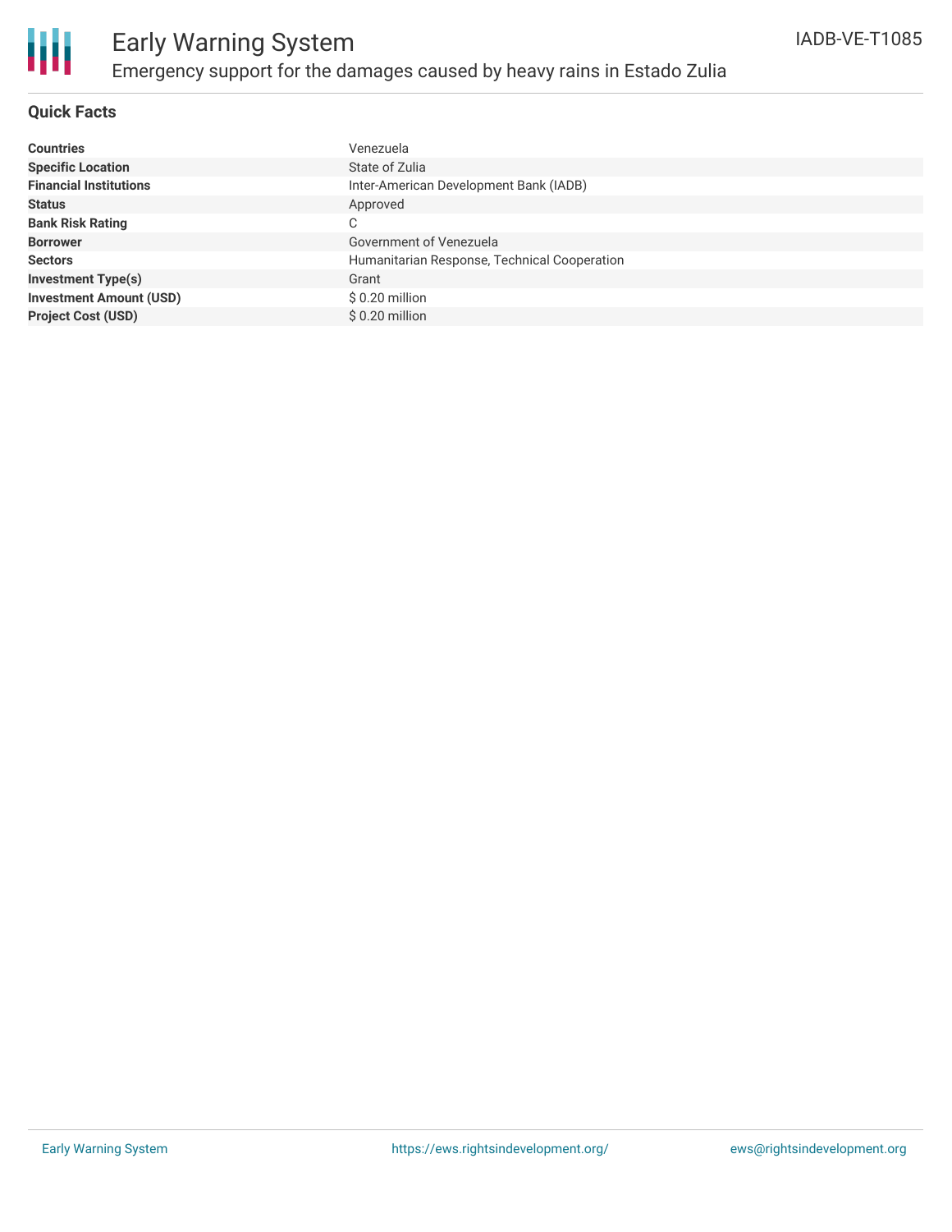# Early Warning System

## Emergency support for the damages caused by heavy rains in Estado Zulia

IADB-VE-T1085

### Quick Facts

| | |
|---|---|
| **Countries** | Venezuela |
| **Specific Location** | State of Zulia |
| **Financial Institutions** | Inter-American Development Bank (IADB) |
| **Status** | Approved |
| **Bank Risk Rating** | C |
| **Borrower** | Government of Venezuela |
| **Sectors** | Humanitarian Response, Technical Cooperation |
| **Investment Type(s)** | Grant |
| **Investment Amount (USD)** | $ 0.20 million |
| **Project Cost (USD)** | $ 0.20 million |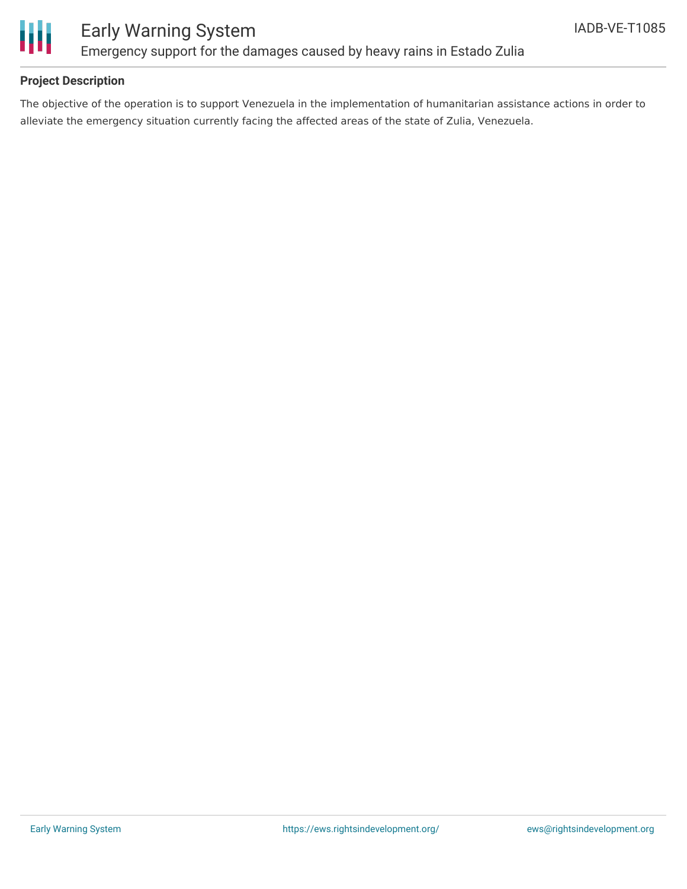## Project Description

The objective of the operation is to support Venezuela in the implementation of humanitarian assistance actions in order to alleviate the emergency situation currently facing the affected areas of the state of Zulia, Venezuela.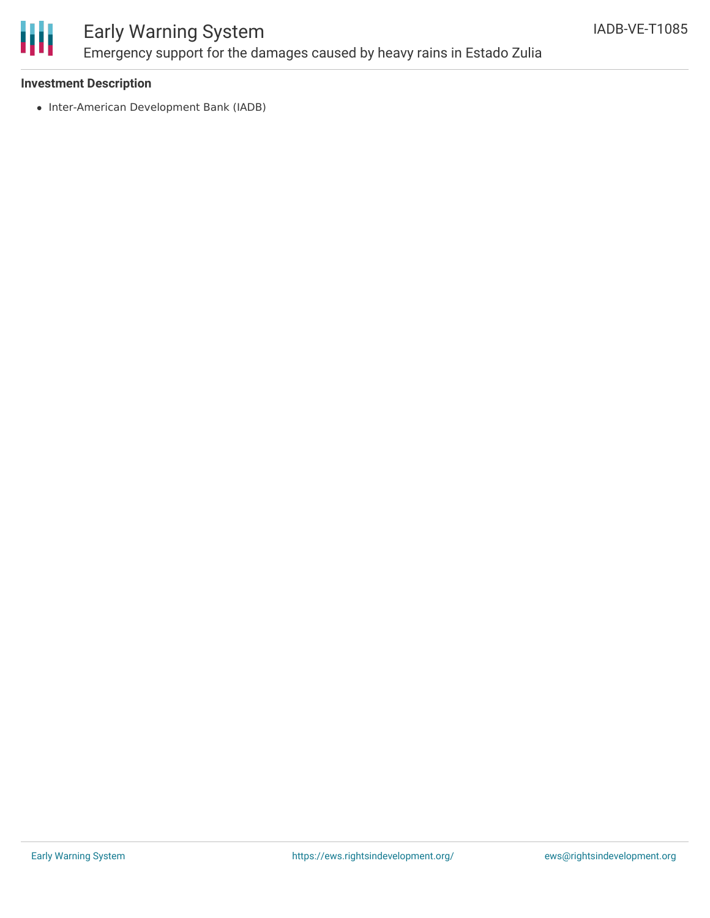#### Investment Description

- Inter-American Development Bank (IADB)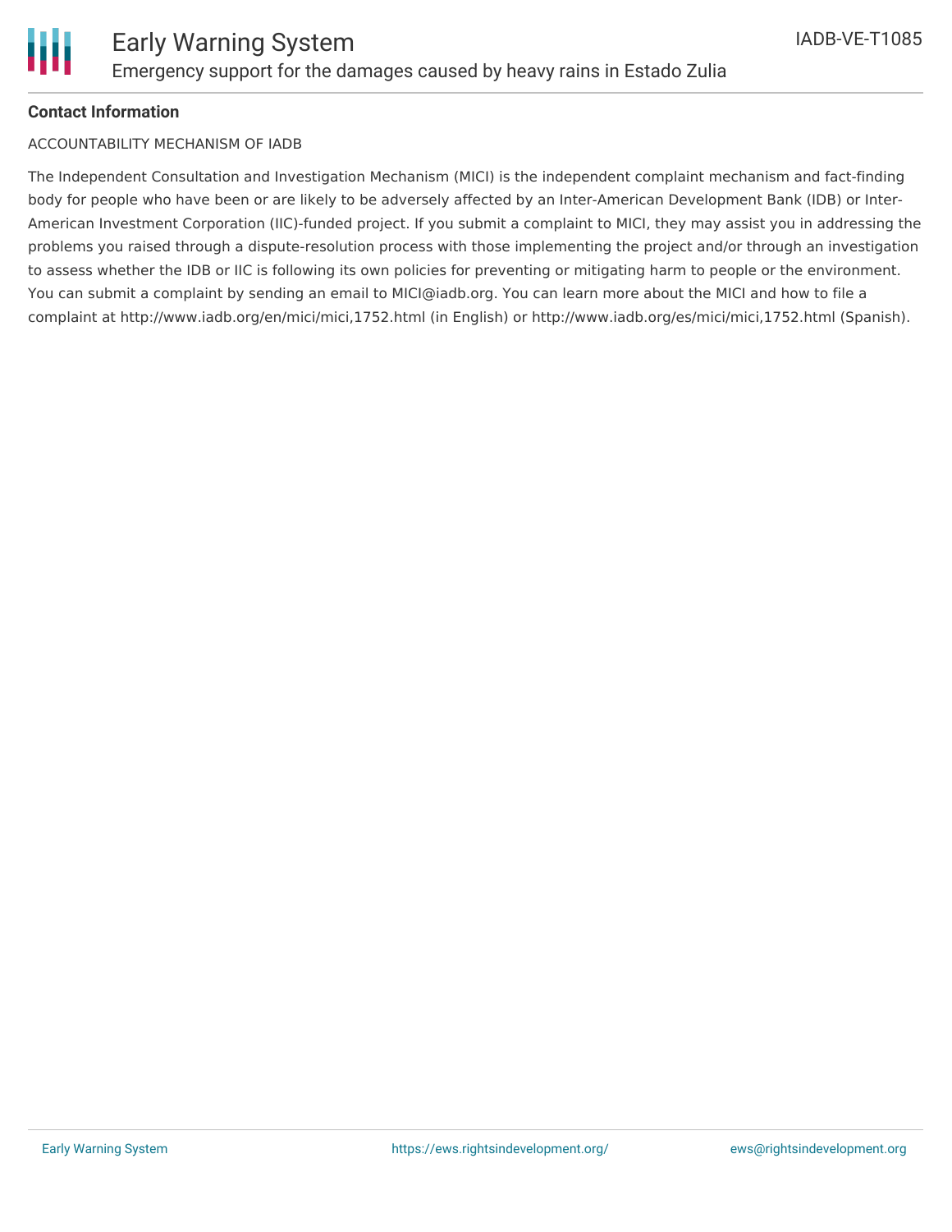**Contact Information**

ACCOUNTABILITY MECHANISM OF IADB

The Independent Consultation and Investigation Mechanism (MICI) is the independent complaint mechanism and fact-finding body for people who have been or are likely to be adversely affected by an Inter-American Development Bank (IDB) or Inter-American Investment Corporation (IIC)-funded project. If you submit a complaint to MICI, they may assist you in addressing the problems you raised through a dispute-resolution process with those implementing the project and/or through an investigation to assess whether the IDB or IIC is following its own policies for preventing or mitigating harm to people or the environment. You can submit a complaint by sending an email to MICI@iadb.org. You can learn more about the MICI and how to file a complaint at http://www.iadb.org/en/mici/mici,1752.html (in English) or http://www.iadb.org/es/mici/mici,1752.html (Spanish).